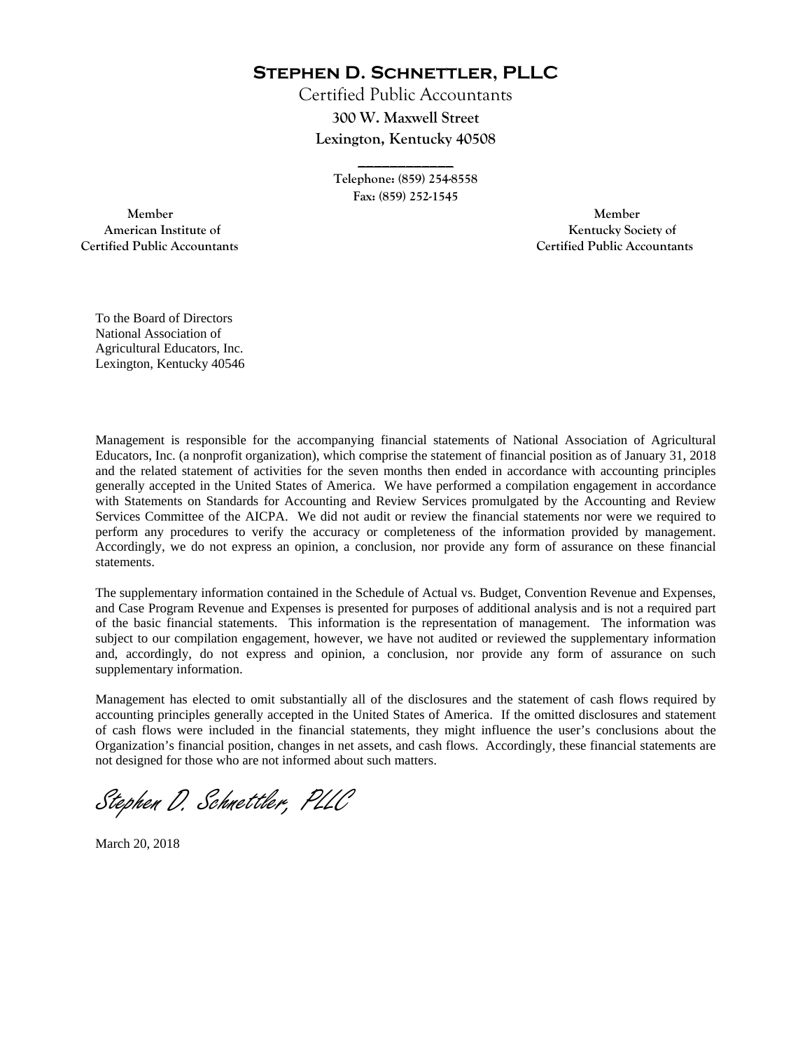# Stephen D. Schnettler, PLLC

Certified Public Accountants
**300 W. Maxwell Street**
**Lexington, Kentucky 40508**

---

**Telephone: (859) 254-8558**
**Fax: (859) 252-1545**

**Member**
**American Institute of**
**Certified Public Accountants**

**Member**
**Kentucky Society of**
**Certified Public Accountants**

To the Board of Directors
National Association of
Agricultural Educators, Inc.
Lexington, Kentucky 40546

Management is responsible for the accompanying financial statements of National Association of Agricultural Educators, Inc. (a nonprofit organization), which comprise the statement of financial position as of January 31, 2018 and the related statement of activities for the seven months then ended in accordance with accounting principles generally accepted in the United States of America. We have performed a compilation engagement in accordance with Statements on Standards for Accounting and Review Services promulgated by the Accounting and Review Services Committee of the AICPA. We did not audit or review the financial statements nor were we required to perform any procedures to verify the accuracy or completeness of the information provided by management. Accordingly, we do not express an opinion, a conclusion, nor provide any form of assurance on these financial statements.

The supplementary information contained in the Schedule of Actual vs. Budget, Convention Revenue and Expenses, and Case Program Revenue and Expenses is presented for purposes of additional analysis and is not a required part of the basic financial statements. This information is the representation of management. The information was subject to our compilation engagement, however, we have not audited or reviewed the supplementary information and, accordingly, do not express and opinion, a conclusion, nor provide any form of assurance on such supplementary information.

Management has elected to omit substantially all of the disclosures and the statement of cash flows required by accounting principles generally accepted in the United States of America. If the omitted disclosures and statement of cash flows were included in the financial statements, they might influence the user's conclusions about the Organization's financial position, changes in net assets, and cash flows. Accordingly, these financial statements are not designed for those who are not informed about such matters.

*Stephen D. Schnettler, PLLC*

March 20, 2018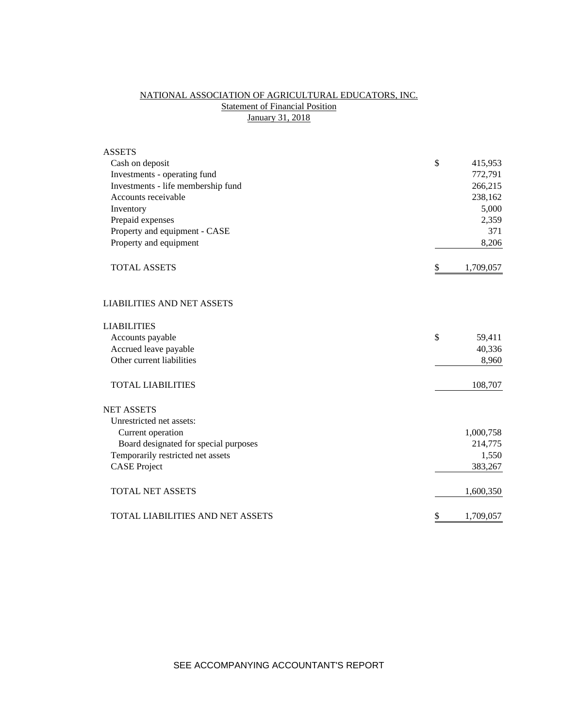# NATIONAL ASSOCIATION OF AGRICULTURAL EDUCATORS, INC.

## Statement of Financial Position

### January 31, 2018

| | | |
|---|---|---|
| **ASSETS** | | |
| Cash on deposit | $ | 415,953 |
| Investments - operating fund | | 772,791 |
| Investments - life membership fund | | 266,215 |
| Accounts receivable | | 238,162 |
| Inventory | | 5,000 |
| Prepaid expenses | | 2,359 |
| Property and equipment - CASE | | 371 |
| Property and equipment | | 8,206 |
| TOTAL ASSETS | $ | 1,709,057 |
| | | |
| **LIABILITIES AND NET ASSETS** | | |
| | | |
| **LIABILITIES** | | |
| Accounts payable | $ | 59,411 |
| Accrued leave payable | | 40,336 |
| Other current liabilities | | 8,960 |
| TOTAL LIABILITIES | | 108,707 |
| | | |
| **NET ASSETS** | | |
| Unrestricted net assets: | | |
| Current operation | | 1,000,758 |
| Board designated for special purposes | | 214,775 |
| Temporarily restricted net assets | | 1,550 |
| CASE Project | | 383,267 |
| TOTAL NET ASSETS | | 1,600,350 |
| | | |
| TOTAL LIABILITIES AND NET ASSETS | $ | 1,709,057 |

SEE ACCOMPANYING ACCOUNTANT'S REPORT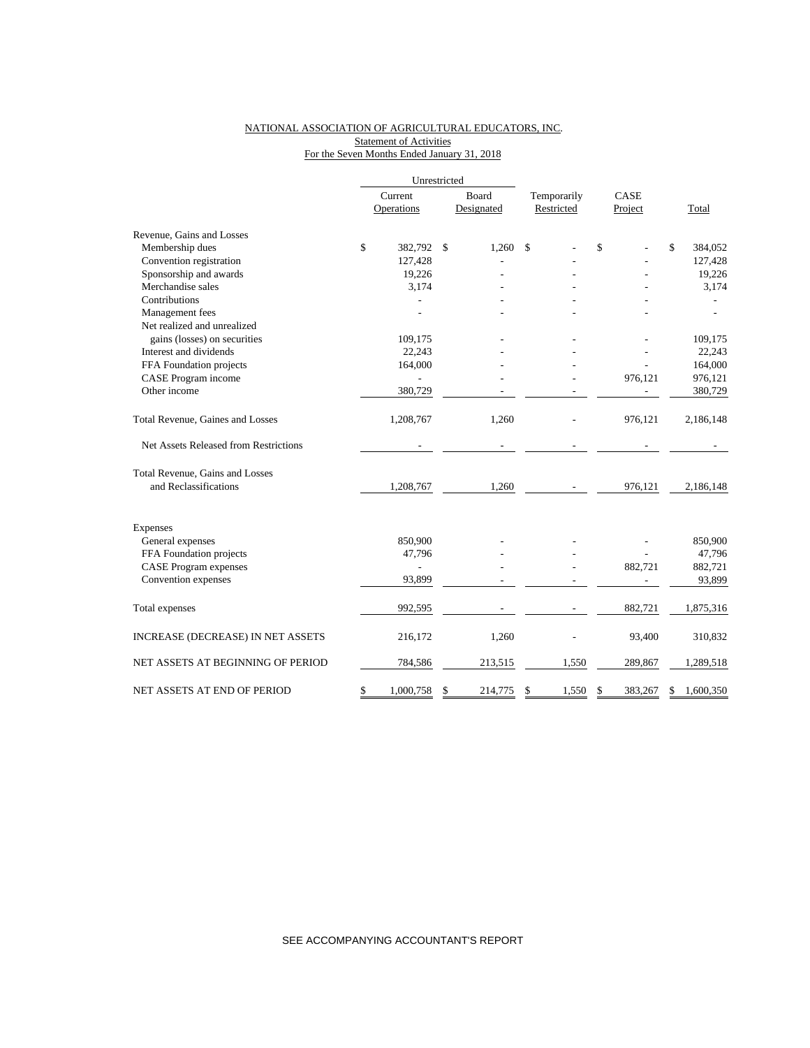NATIONAL ASSOCIATION OF AGRICULTURAL EDUCATORS, INC.
Statement of Activities
For the Seven Months Ended January 31, 2018

| | Unrestricted | | | | |
|---|---|---|---|---|---|
| | Current Operations | Board Designated | Temporarily Restricted | CASE Project | Total |
| Revenue, Gains and Losses | | | | | |
| Membership dues | $ 382,792 | $ 1,260 | $ - | $ - | $ 384,052 |
| Convention registration | 127,428 | - | - | - | 127,428 |
| Sponsorship and awards | 19,226 | - | - | - | 19,226 |
| Merchandise sales | 3,174 | - | - | - | 3,174 |
| Contributions | - | - | - | - | - |
| Management fees | - | - | - | - | - |
| Net realized and unrealized gains (losses) on securities | 109,175 | - | - | - | 109,175 |
| Interest and dividends | 22,243 | - | - | - | 22,243 |
| FFA Foundation projects | 164,000 | - | - | - | 164,000 |
| CASE Program income | - | - | - | 976,121 | 976,121 |
| Other income | 380,729 | - | - | - | 380,729 |
| Total Revenue, Gaines and Losses | 1,208,767 | 1,260 | - | 976,121 | 2,186,148 |
| Net Assets Released from Restrictions | - | - | - | - | - |
| Total Revenue, Gains and Losses and Reclassifications | 1,208,767 | 1,260 | - | 976,121 | 2,186,148 |
| Expenses | | | | | |
| General expenses | 850,900 | - | - | - | 850,900 |
| FFA Foundation projects | 47,796 | - | - | - | 47,796 |
| CASE Program expenses | - | - | - | 882,721 | 882,721 |
| Convention expenses | 93,899 | - | - | - | 93,899 |
| Total expenses | 992,595 | - | - | 882,721 | 1,875,316 |
| INCREASE (DECREASE) IN NET ASSETS | 216,172 | 1,260 | - | 93,400 | 310,832 |
| NET ASSETS AT BEGINNING OF PERIOD | 784,586 | 213,515 | 1,550 | 289,867 | 1,289,518 |
| NET ASSETS AT END OF PERIOD | $ 1,000,758 | $ 214,775 | $ 1,550 | $ 383,267 | $ 1,600,350 |

SEE ACCOMPANYING ACCOUNTANT'S REPORT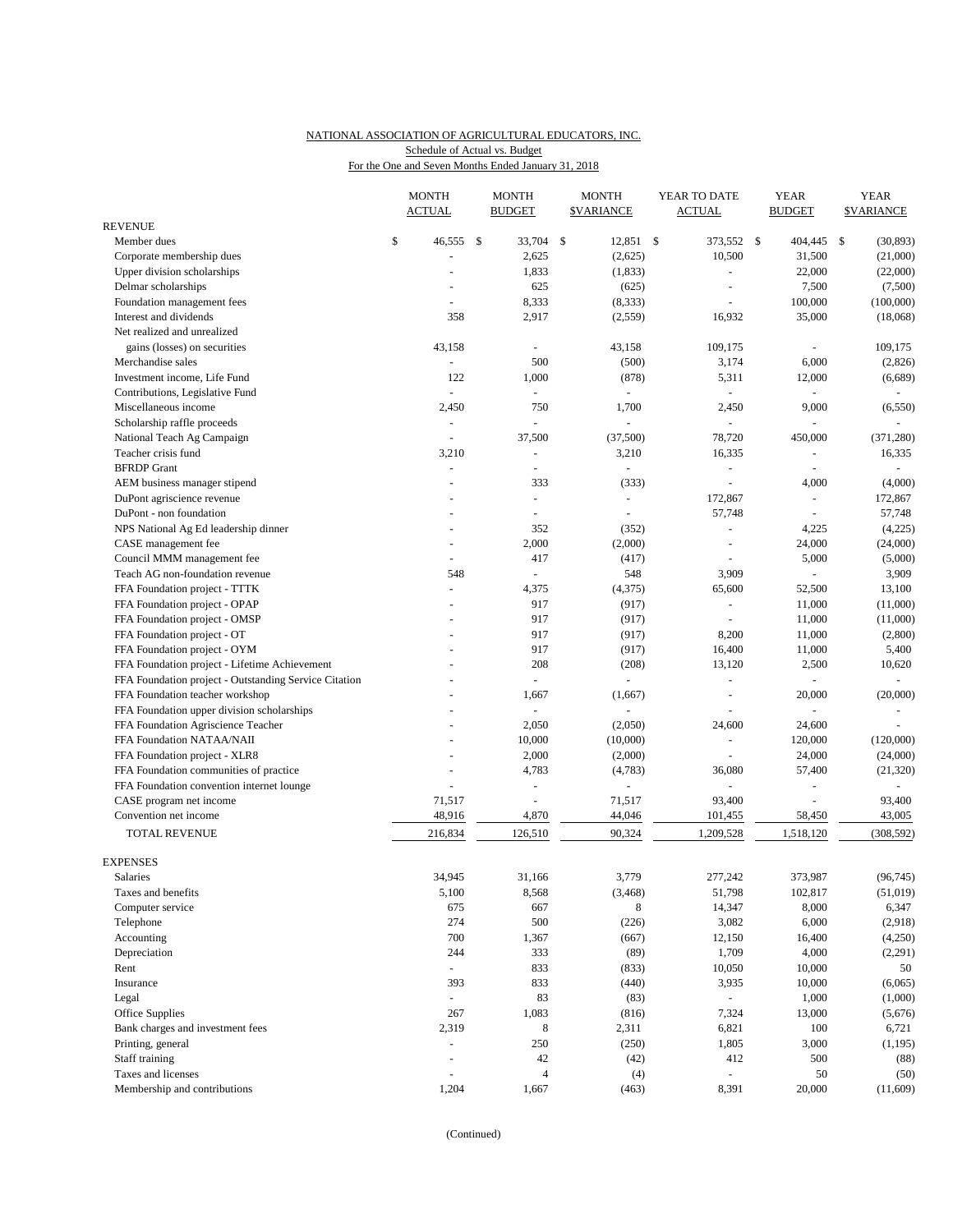NATIONAL ASSOCIATION OF AGRICULTURAL EDUCATORS, INC.
Schedule of Actual vs. Budget
For the One and Seven Months Ended January 31, 2018

| | MONTH ACTUAL | MONTH BUDGET | MONTH $VARIANCE | YEAR TO DATE ACTUAL | YEAR BUDGET | YEAR $VARIANCE |
|---|---|---|---|---|---|---|
| **REVENUE** | | | | | | |
| Member dues | $ 46,555 | $ 33,704 | $ 12,851 | $ 373,552 | $ 404,445 | $ (30,893) |
| Corporate membership dues | - | 2,625 | (2,625) | 10,500 | 31,500 | (21,000) |
| Upper division scholarships | - | 1,833 | (1,833) | - | 22,000 | (22,000) |
| Delmar scholarships | - | 625 | (625) | - | 7,500 | (7,500) |
| Foundation management fees | - | 8,333 | (8,333) | - | 100,000 | (100,000) |
| Interest and dividends | 358 | 2,917 | (2,559) | 16,932 | 35,000 | (18,068) |
| Net realized and unrealized gains (losses) on securities | 43,158 | - | 43,158 | 109,175 | - | 109,175 |
| Merchandise sales | - | 500 | (500) | 3,174 | 6,000 | (2,826) |
| Investment income, Life Fund | 122 | 1,000 | (878) | 5,311 | 12,000 | (6,689) |
| Contributions, Legislative Fund | - | - | - | - | - | - |
| Miscellaneous income | 2,450 | 750 | 1,700 | 2,450 | 9,000 | (6,550) |
| Scholarship raffle proceeds | - | - | - | - | - | - |
| National Teach Ag Campaign | - | 37,500 | (37,500) | 78,720 | 450,000 | (371,280) |
| Teacher crisis fund | 3,210 | - | 3,210 | 16,335 | - | 16,335 |
| BFRDP Grant | - | - | - | - | - | - |
| AEM business manager stipend | - | 333 | (333) | - | 4,000 | (4,000) |
| DuPont agriscience revenue | - | - | - | 172,867 | - | 172,867 |
| DuPont - non foundation | - | - | - | 57,748 | - | 57,748 |
| NPS National Ag Ed leadership dinner | - | 352 | (352) | - | 4,225 | (4,225) |
| CASE management fee | - | 2,000 | (2,000) | - | 24,000 | (24,000) |
| Council MMM management fee | - | 417 | (417) | - | 5,000 | (5,000) |
| Teach AG non-foundation revenue | 548 | - | 548 | 3,909 | - | 3,909 |
| FFA Foundation project - TTTK | - | 4,375 | (4,375) | 65,600 | 52,500 | 13,100 |
| FFA Foundation project - OPAP | - | 917 | (917) | - | 11,000 | (11,000) |
| FFA Foundation project - OMSP | - | 917 | (917) | - | 11,000 | (11,000) |
| FFA Foundation project - OT | - | 917 | (917) | 8,200 | 11,000 | (2,800) |
| FFA Foundation project - OYM | - | 917 | (917) | 16,400 | 11,000 | 5,400 |
| FFA Foundation project - Lifetime Achievement | - | 208 | (208) | 13,120 | 2,500 | 10,620 |
| FFA Foundation project - Outstanding Service Citation | - | - | - | - | - | - |
| FFA Foundation teacher workshop | - | 1,667 | (1,667) | - | 20,000 | (20,000) |
| FFA Foundation upper division scholarships | - | - | - | - | - | - |
| FFA Foundation Agriscience Teacher | - | 2,050 | (2,050) | 24,600 | 24,600 | - |
| FFA Foundation NATAA/NAII | - | 10,000 | (10,000) | - | 120,000 | (120,000) |
| FFA Foundation project - XLR8 | - | 2,000 | (2,000) | - | 24,000 | (24,000) |
| FFA Foundation communities of practice | - | 4,783 | (4,783) | 36,080 | 57,400 | (21,320) |
| FFA Foundation convention internet lounge | - | - | - | - | - | - |
| CASE program net income | 71,517 | - | 71,517 | 93,400 | - | 93,400 |
| Convention net income | 48,916 | 4,870 | 44,046 | 101,455 | 58,450 | 43,005 |
| TOTAL REVENUE | 216,834 | 126,510 | 90,324 | 1,209,528 | 1,518,120 | (308,592) |
| **EXPENSES** | | | | | | |
| Salaries | 34,945 | 31,166 | 3,779 | 277,242 | 373,987 | (96,745) |
| Taxes and benefits | 5,100 | 8,568 | (3,468) | 51,798 | 102,817 | (51,019) |
| Computer service | 675 | 667 | 8 | 14,347 | 8,000 | 6,347 |
| Telephone | 274 | 500 | (226) | 3,082 | 6,000 | (2,918) |
| Accounting | 700 | 1,367 | (667) | 12,150 | 16,400 | (4,250) |
| Depreciation | 244 | 333 | (89) | 1,709 | 4,000 | (2,291) |
| Rent | - | 833 | (833) | 10,050 | 10,000 | 50 |
| Insurance | 393 | 833 | (440) | 3,935 | 10,000 | (6,065) |
| Legal | - | 83 | (83) | - | 1,000 | (1,000) |
| Office Supplies | 267 | 1,083 | (816) | 7,324 | 13,000 | (5,676) |
| Bank charges and investment fees | 2,319 | 8 | 2,311 | 6,821 | 100 | 6,721 |
| Printing, general | - | 250 | (250) | 1,805 | 3,000 | (1,195) |
| Staff training | - | 42 | (42) | 412 | 500 | (88) |
| Taxes and licenses | - | 4 | (4) | - | 50 | (50) |
| Membership and contributions | 1,204 | 1,667 | (463) | 8,391 | 20,000 | (11,609) |

(Continued)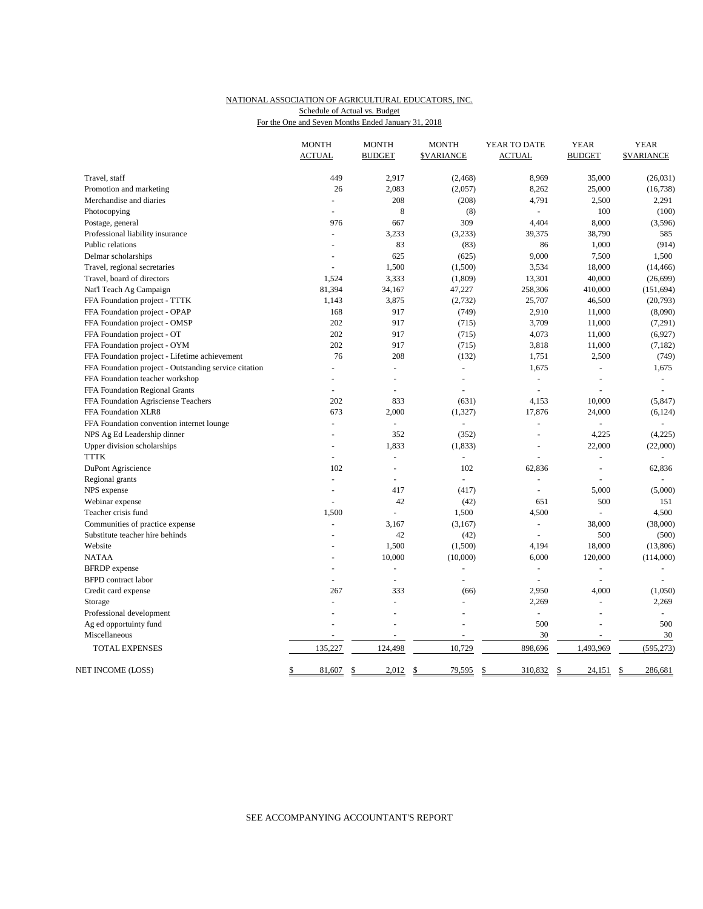NATIONAL ASSOCIATION OF AGRICULTURAL EDUCATORS, INC.
Schedule of Actual vs. Budget
For the One and Seven Months Ended January 31, 2018

| | MONTH ACTUAL | MONTH BUDGET | MONTH $VARIANCE | YEAR TO DATE ACTUAL | YEAR BUDGET | YEAR $VARIANCE |
|---|---|---|---|---|---|---|
| Travel, staff | 449 | 2,917 | (2,468) | 8,969 | 35,000 | (26,031) |
| Promotion and marketing | 26 | 2,083 | (2,057) | 8,262 | 25,000 | (16,738) |
| Merchandise and diaries | - | 208 | (208) | 4,791 | 2,500 | 2,291 |
| Photocopying | - | 8 | (8) | - | 100 | (100) |
| Postage, general | 976 | 667 | 309 | 4,404 | 8,000 | (3,596) |
| Professional liability insurance | - | 3,233 | (3,233) | 39,375 | 38,790 | 585 |
| Public relations | - | 83 | (83) | 86 | 1,000 | (914) |
| Delmar scholarships | - | 625 | (625) | 9,000 | 7,500 | 1,500 |
| Travel, regional secretaries | - | 1,500 | (1,500) | 3,534 | 18,000 | (14,466) |
| Travel, board of directors | 1,524 | 3,333 | (1,809) | 13,301 | 40,000 | (26,699) |
| Nat'l Teach Ag Campaign | 81,394 | 34,167 | 47,227 | 258,306 | 410,000 | (151,694) |
| FFA Foundation project - TTTK | 1,143 | 3,875 | (2,732) | 25,707 | 46,500 | (20,793) |
| FFA Foundation project - OPAP | 168 | 917 | (749) | 2,910 | 11,000 | (8,090) |
| FFA Foundation project - OMSP | 202 | 917 | (715) | 3,709 | 11,000 | (7,291) |
| FFA Foundation project - OT | 202 | 917 | (715) | 4,073 | 11,000 | (6,927) |
| FFA Foundation project - OYM | 202 | 917 | (715) | 3,818 | 11,000 | (7,182) |
| FFA Foundation project - Lifetime achievement | 76 | 208 | (132) | 1,751 | 2,500 | (749) |
| FFA Foundation project - Outstanding service citation | - | - | - | 1,675 | - | 1,675 |
| FFA Foundation teacher workshop | - | - | - | - | - | - |
| FFA Foundation Regional Grants | - | - | - | - | - | - |
| FFA Foundation Agrisciense Teachers | 202 | 833 | (631) | 4,153 | 10,000 | (5,847) |
| FFA Foundation XLR8 | 673 | 2,000 | (1,327) | 17,876 | 24,000 | (6,124) |
| FFA Foundation convention internet lounge | - | - | - | - | - | - |
| NPS Ag Ed Leadership dinner | - | 352 | (352) | - | 4,225 | (4,225) |
| Upper division scholarships | - | 1,833 | (1,833) | - | 22,000 | (22,000) |
| TTTK | - | - | - | - | - | - |
| DuPont Agriscience | 102 | - | 102 | 62,836 | - | 62,836 |
| Regional grants | - | - | - | - | - | - |
| NPS expense | - | 417 | (417) | - | 5,000 | (5,000) |
| Webinar expense | - | 42 | (42) | 651 | 500 | 151 |
| Teacher crisis fund | 1,500 | - | 1,500 | 4,500 | - | 4,500 |
| Communities of practice expense | - | 3,167 | (3,167) | - | 38,000 | (38,000) |
| Substitute teacher hire behinds | - | 42 | (42) | - | 500 | (500) |
| Website | - | 1,500 | (1,500) | 4,194 | 18,000 | (13,806) |
| NATAA | - | 10,000 | (10,000) | 6,000 | 120,000 | (114,000) |
| BFRDP expense | - | - | - | - | - | - |
| BFPD contract labor | - | - | - | - | - | - |
| Credit card expense | 267 | 333 | (66) | 2,950 | 4,000 | (1,050) |
| Storage | - | - | - | 2,269 | - | 2,269 |
| Professional development | - | - | - | - | - | - |
| Ag ed opportuinty fund | - | - | - | 500 | - | 500 |
| Miscellaneous | - | - | - | 30 | - | 30 |
| TOTAL EXPENSES | 135,227 | 124,498 | 10,729 | 898,696 | 1,493,969 | (595,273) |
| NET INCOME (LOSS) | $ 81,607 | $ 2,012 | $ 79,595 | $ 310,832 | $ 24,151 | $ 286,681 |

SEE ACCOMPANYING ACCOUNTANT'S REPORT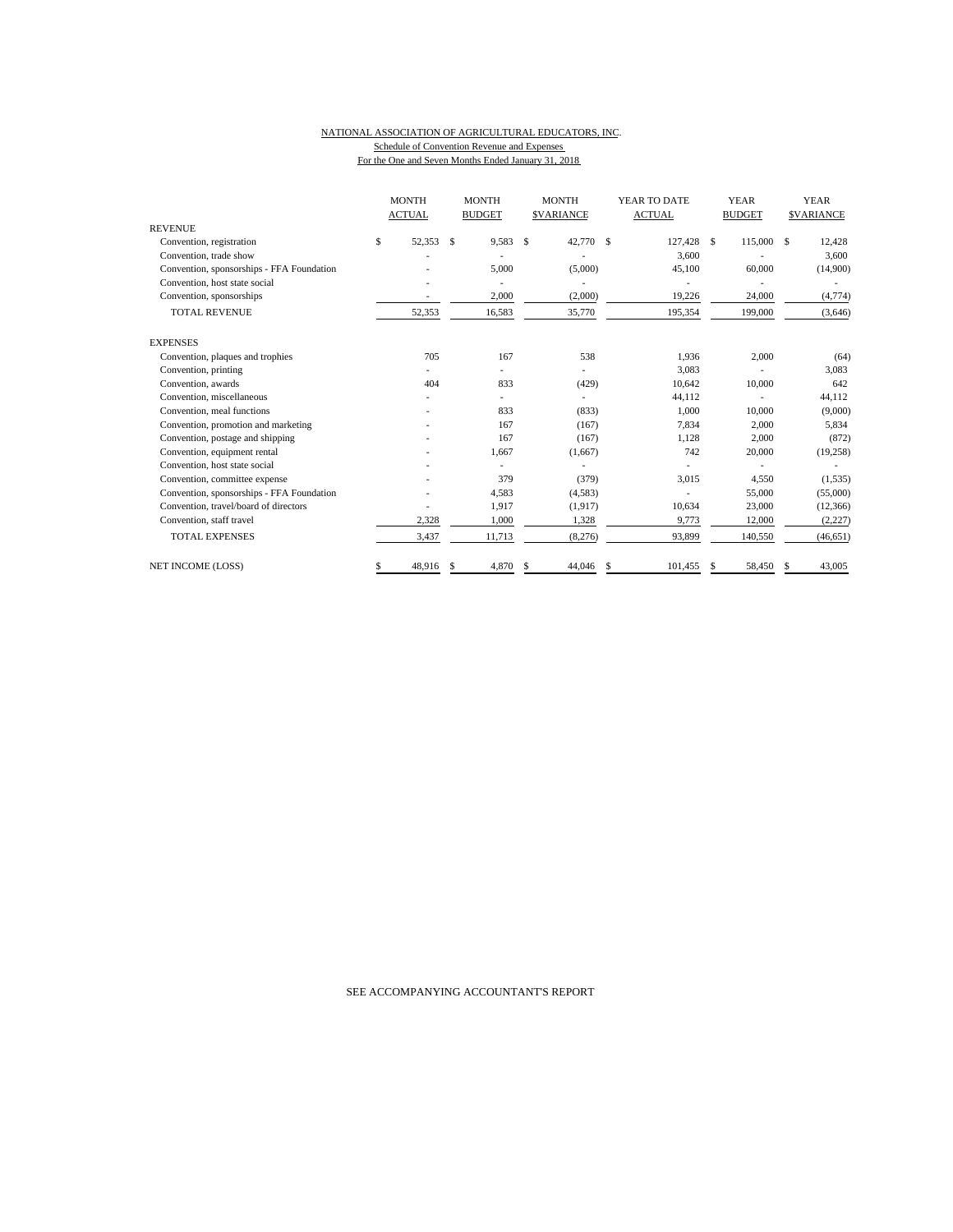NATIONAL ASSOCIATION OF AGRICULTURAL EDUCATORS, INC.
Schedule of Convention Revenue and Expenses
For the One and Seven Months Ended January 31, 2018

| | MONTH ACTUAL | MONTH BUDGET | MONTH $VARIANCE | YEAR TO DATE ACTUAL | YEAR BUDGET | YEAR $VARIANCE |
|---|---|---|---|---|---|---|
| REVENUE | | | | | | |
| Convention, registration | $ 52,353 | $ 9,583 | $ 42,770 | $ 127,428 | $ 115,000 | $ 12,428 |
| Convention, trade show | - | - | - | 3,600 | - | 3,600 |
| Convention, sponsorships - FFA Foundation | - | 5,000 | (5,000) | 45,100 | 60,000 | (14,900) |
| Convention, host state social | - | - | - | - | - | - |
| Convention, sponsorships | - | 2,000 | (2,000) | 19,226 | 24,000 | (4,774) |
| TOTAL REVENUE | 52,353 | 16,583 | 35,770 | 195,354 | 199,000 | (3,646) |
| EXPENSES | | | | | | |
| Convention, plaques and trophies | 705 | 167 | 538 | 1,936 | 2,000 | (64) |
| Convention, printing | - | - | - | 3,083 | - | 3,083 |
| Convention, awards | 404 | 833 | (429) | 10,642 | 10,000 | 642 |
| Convention, miscellaneous | - | - | - | 44,112 | - | 44,112 |
| Convention, meal functions | - | 833 | (833) | 1,000 | 10,000 | (9,000) |
| Convention, promotion and marketing | - | 167 | (167) | 7,834 | 2,000 | 5,834 |
| Convention, postage and shipping | - | 167 | (167) | 1,128 | 2,000 | (872) |
| Convention, equipment rental | - | 1,667 | (1,667) | 742 | 20,000 | (19,258) |
| Convention, host state social | - | - | - | - | - | - |
| Convention, committee expense | - | 379 | (379) | 3,015 | 4,550 | (1,535) |
| Convention, sponsorships - FFA Foundation | - | 4,583 | (4,583) | - | 55,000 | (55,000) |
| Convention, travel/board of directors | - | 1,917 | (1,917) | 10,634 | 23,000 | (12,366) |
| Convention, staff travel | 2,328 | 1,000 | 1,328 | 9,773 | 12,000 | (2,227) |
| TOTAL EXPENSES | 3,437 | 11,713 | (8,276) | 93,899 | 140,550 | (46,651) |
| NET INCOME (LOSS) | $ 48,916 | $ 4,870 | $ 44,046 | $ 101,455 | $ 58,450 | $ 43,005 |

SEE ACCOMPANYING ACCOUNTANT'S REPORT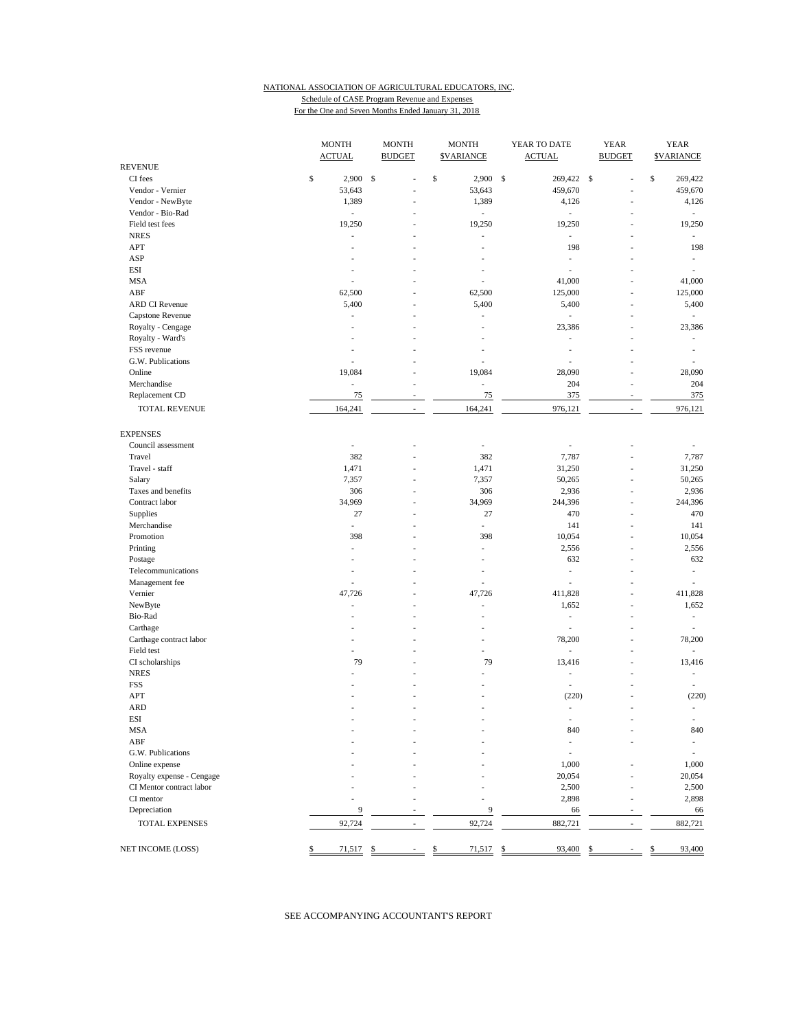NATIONAL ASSOCIATION OF AGRICULTURAL EDUCATORS, INC.

Schedule of CASE Program Revenue and Expenses

For the One and Seven Months Ended January 31, 2018

| | MONTH ACTUAL | MONTH BUDGET | MONTH $VARIANCE | YEAR TO DATE ACTUAL | YEAR BUDGET | YEAR $VARIANCE |
|---|---|---|---|---|---|---|
| REVENUE | | | | | | |
| CI fees | $ 2,900 | $ - | $ 2,900 | $ 269,422 | $ - | $ 269,422 |
| Vendor - Vernier | 53,643 | - | 53,643 | 459,670 | - | 459,670 |
| Vendor - NewByte | 1,389 | - | 1,389 | 4,126 | - | 4,126 |
| Vendor - Bio-Rad | - | - | - | - | - | - |
| Field test fees | 19,250 | - | 19,250 | 19,250 | - | 19,250 |
| NRES | - | - | - | - | - | - |
| APT | - | - | - | 198 | - | 198 |
| ASP | - | - | - | - | - | - |
| ESI | - | - | - | - | - | - |
| MSA | - | - | - | 41,000 | - | 41,000 |
| ABF | 62,500 | - | 62,500 | 125,000 | - | 125,000 |
| ARD CI Revenue | 5,400 | - | 5,400 | 5,400 | - | 5,400 |
| Capstone Revenue | - | - | - | - | - | - |
| Royalty - Cengage | - | - | - | 23,386 | - | 23,386 |
| Royalty - Ward's | - | - | - | - | - | - |
| FSS revenue | - | - | - | - | - | - |
| G.W. Publications | - | - | - | - | - | - |
| Online | 19,084 | - | 19,084 | 28,090 | - | 28,090 |
| Merchandise | - | - | - | 204 | - | 204 |
| Replacement CD | 75 | - | 75 | 375 | - | 375 |
| TOTAL REVENUE | 164,241 | - | 164,241 | 976,121 | - | 976,121 |
| EXPENSES | | | | | | |
| Council assessment | - | - | - | - | - | - |
| Travel | 382 | - | 382 | 7,787 | - | 7,787 |
| Travel - staff | 1,471 | - | 1,471 | 31,250 | - | 31,250 |
| Salary | 7,357 | - | 7,357 | 50,265 | - | 50,265 |
| Taxes and benefits | 306 | - | 306 | 2,936 | - | 2,936 |
| Contract labor | 34,969 | - | 34,969 | 244,396 | - | 244,396 |
| Supplies | 27 | - | 27 | 470 | - | 470 |
| Merchandise | - | - | - | 141 | - | 141 |
| Promotion | 398 | - | 398 | 10,054 | - | 10,054 |
| Printing | - | - | - | 2,556 | - | 2,556 |
| Postage | - | - | - | 632 | - | 632 |
| Telecommunications | - | - | - | - | - | - |
| Management fee | - | - | - | - | - | - |
| Vernier | 47,726 | - | 47,726 | 411,828 | - | 411,828 |
| NewByte | - | - | - | 1,652 | - | 1,652 |
| Bio-Rad | - | - | - | - | - | - |
| Carthage | - | - | - | - | - | - |
| Carthage contract labor | - | - | - | 78,200 | - | 78,200 |
| Field test | - | - | - | - | - | - |
| CI scholarships | 79 | - | 79 | 13,416 | - | 13,416 |
| NRES | - | - | - | - | - | - |
| FSS | - | - | - | - | - | - |
| APT | - | - | - | (220) | - | (220) |
| ARD | - | - | - | - | - | - |
| ESI | - | - | - | - | - | - |
| MSA | - | - | - | 840 | - | 840 |
| ABF | - | - | - | - | - | - |
| G.W. Publications | - | - | - | - | | - |
| Online expense | - | - | - | 1,000 | - | 1,000 |
| Royalty expense - Cengage | - | - | - | 20,054 | - | 20,054 |
| CI Mentor contract labor | - | - | - | 2,500 | - | 2,500 |
| CI mentor | - | - | - | 2,898 | - | 2,898 |
| Depreciation | 9 | - | 9 | 66 | - | 66 |
| TOTAL EXPENSES | 92,724 | - | 92,724 | 882,721 | - | 882,721 |
| NET INCOME (LOSS) | $ 71,517 | $ - | $ 71,517 | $ 93,400 | $ - | $ 93,400 |

SEE ACCOMPANYING ACCOUNTANT'S REPORT